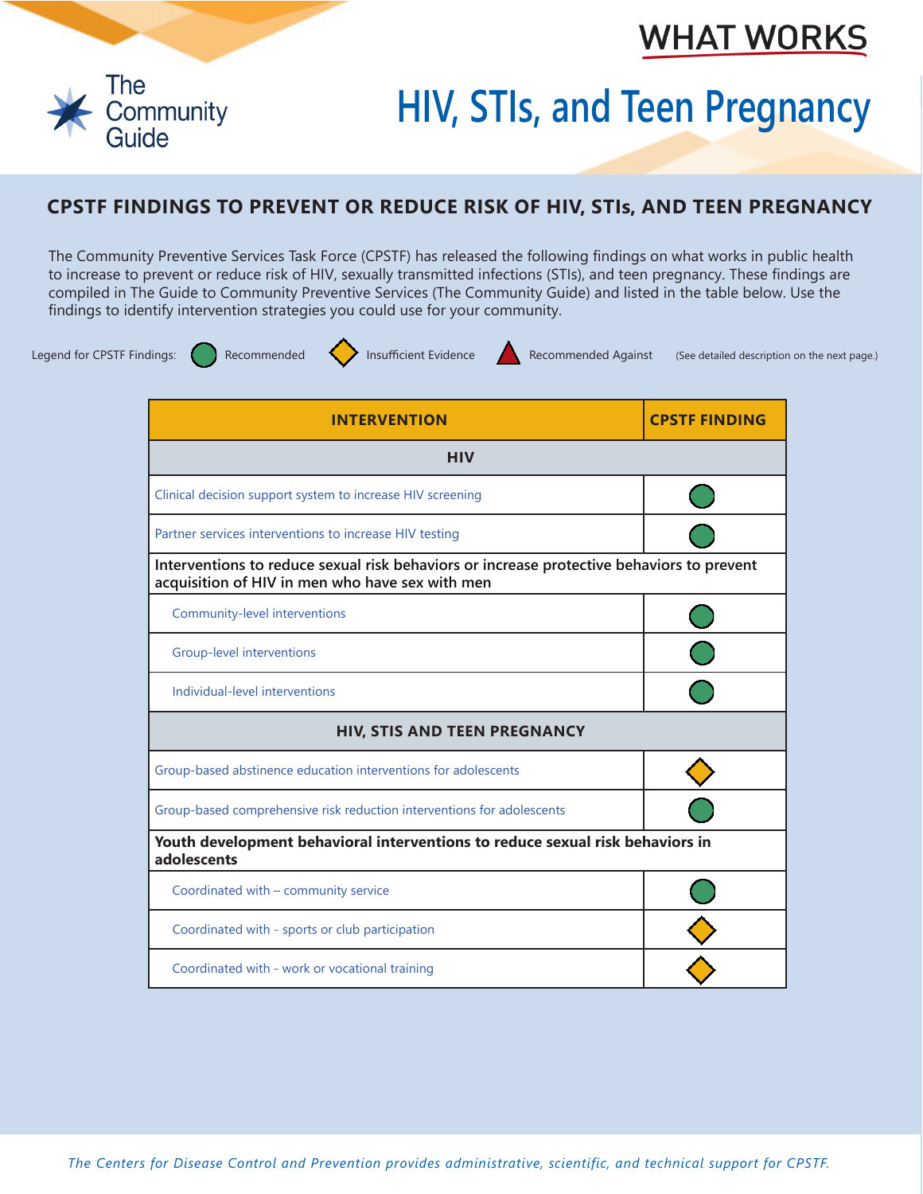# WHAT WORKS

# HIV, STIs, and Teen Pregnancy

The Community Guide

## CPSTF FINDINGS TO PREVENT OR REDUCE RISK OF HIV, STIs, AND TEEN PREGNANCY

The Community Preventive Services Task Force (CPSTF) has released the following findings on what works in public health to increase to prevent or reduce risk of HIV, sexually transmitted infections (STIs), and teen pregnancy. These findings are compiled in The Guide to Community Preventive Services (The Community Guide) and listed in the table below. Use the findings to identify intervention strategies you could use for your community.

Legend for CPSTF Findings: Recommended | Insufficient Evidence | Recommended Against (See detailed description on the next page.)

| INTERVENTION | CPSTF FINDING |
|---|---|
| **HIV** | |
| Clinical decision support system to increase HIV screening | Recommended |
| Partner services interventions to increase HIV testing | Recommended |
| **Interventions to reduce sexual risk behaviors or increase protective behaviors to prevent acquisition of HIV in men who have sex with men** | |
| Community-level interventions | Recommended |
| Group-level interventions | Recommended |
| Individual-level interventions | Recommended |
| **HIV, STIS AND TEEN PREGNANCY** | |
| Group-based abstinence education interventions for adolescents | Insufficient Evidence |
| Group-based comprehensive risk reduction interventions for adolescents | Recommended |
| **Youth development behavioral interventions to reduce sexual risk behaviors in adolescents** | |
| Coordinated with – community service | Recommended |
| Coordinated with - sports or club participation | Insufficient Evidence |
| Coordinated with - work or vocational training | Insufficient Evidence |

*The Centers for Disease Control and Prevention provides administrative, scientific, and technical support for CPSTF.*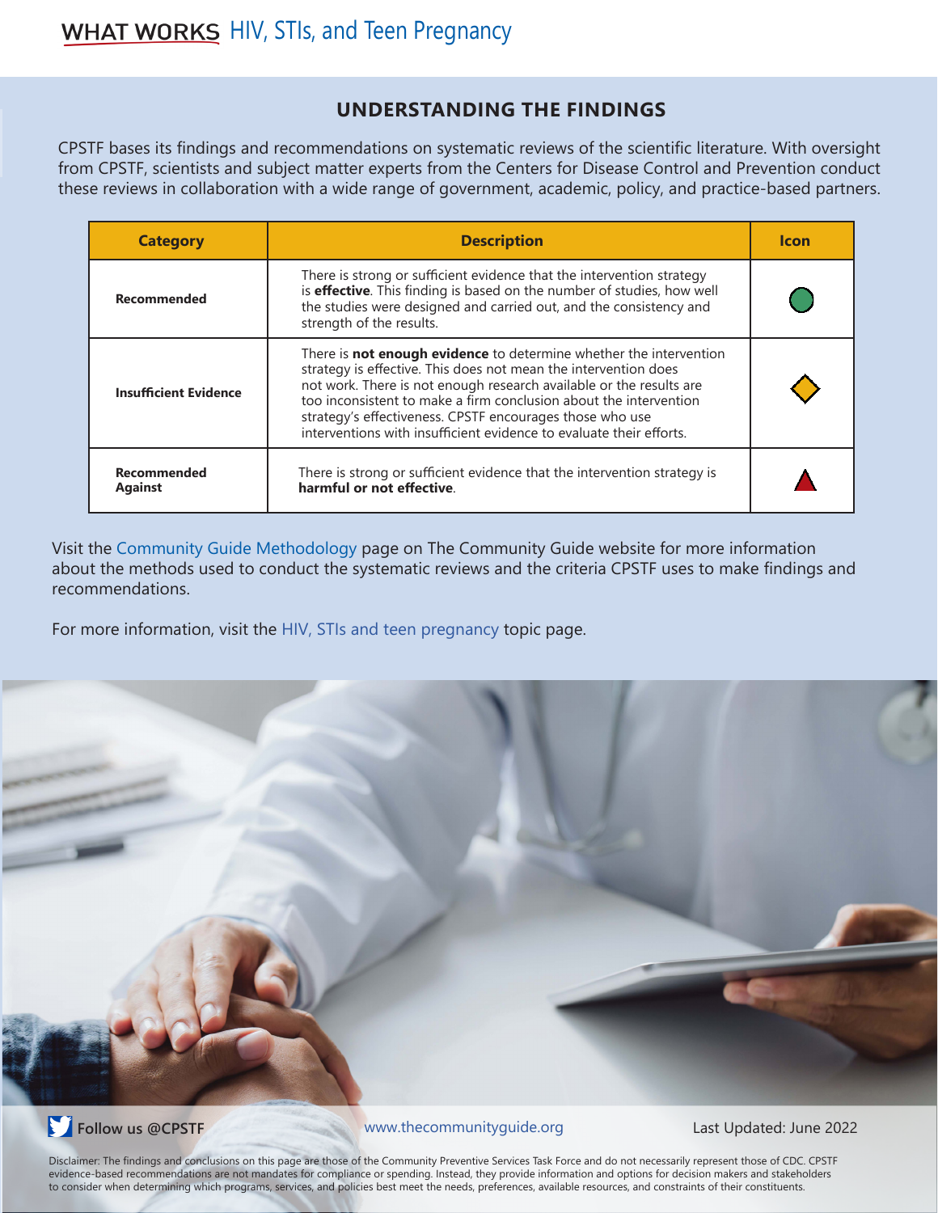## UNDERSTANDING THE FINDINGS

CPSTF bases its findings and recommendations on systematic reviews of the scientific literature. With oversight from CPSTF, scientists and subject matter experts from the Centers for Disease Control and Prevention conduct these reviews in collaboration with a wide range of government, academic, policy, and practice-based partners.

| Category | Description | Icon |
|---|---|---|
| **Recommended** | There is strong or sufficient evidence that the intervention strategy is **effective**. This finding is based on the number of studies, how well the studies were designed and carried out, and the consistency and strength of the results. | ● |
| **Insufficient Evidence** | There is **not enough evidence** to determine whether the intervention strategy is effective. This does not mean the intervention does not work. There is not enough research available or the results are too inconsistent to make a firm conclusion about the intervention strategy's effectiveness. CPSTF encourages those who use interventions with insufficient evidence to evaluate their efforts. | ◆ |
| **Recommended Against** | There is strong or sufficient evidence that the intervention strategy is **harmful or not effective**. | ▲ |

Visit the Community Guide Methodology page on The Community Guide website for more information about the methods used to conduct the systematic reviews and the criteria CPSTF uses to make findings and recommendations.

For more information, visit the HIV, STIs and teen pregnancy topic page.

Follow us @CPSTF

www.thecommunityguide.org

Last Updated: June 2022

Disclaimer: The findings and conclusions on this page are those of the Community Preventive Services Task Force and do not necessarily represent those of CDC. CPSTF evidence-based recommendations are not mandates for compliance or spending. Instead, they provide information and options for decision makers and stakeholders to consider when determining which programs, services, and policies best meet the needs, preferences, available resources, and constraints of their constituents.